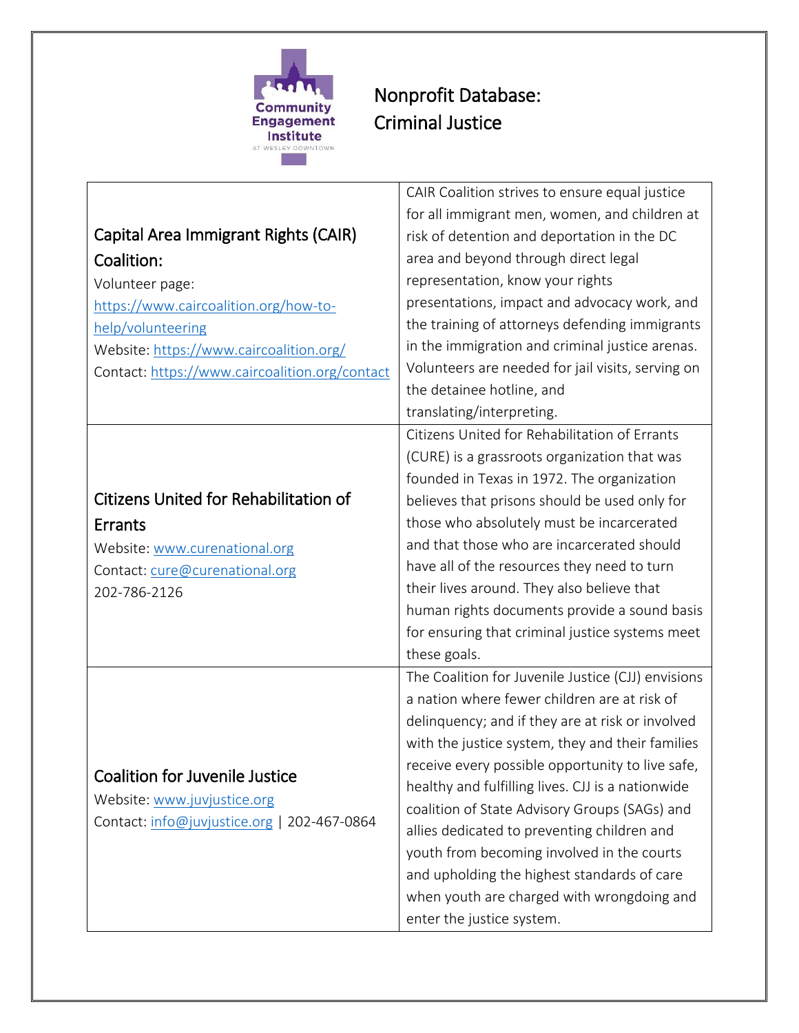# Nonprofit Database: Criminal Justice

| | |
|---|---|
| **Capital Area Immigrant Rights (CAIR) Coalition:**<br>Volunteer page: https://www.caircoalition.org/how-to-help/volunteering<br>Website: https://www.caircoalition.org/<br>Contact: https://www.caircoalition.org/contact | CAIR Coalition strives to ensure equal justice for all immigrant men, women, and children at risk of detention and deportation in the DC area and beyond through direct legal representation, know your rights presentations, impact and advocacy work, and the training of attorneys defending immigrants in the immigration and criminal justice arenas. Volunteers are needed for jail visits, serving on the detainee hotline, and translating/interpreting. |
| **Citizens United for Rehabilitation of Errants**<br>Website: www.curenational.org<br>Contact: cure@curenational.org<br>202-786-2126 | Citizens United for Rehabilitation of Errants (CURE) is a grassroots organization that was founded in Texas in 1972. The organization believes that prisons should be used only for those who absolutely must be incarcerated and that those who are incarcerated should have all of the resources they need to turn their lives around. They also believe that human rights documents provide a sound basis for ensuring that criminal justice systems meet these goals. |
| **Coalition for Juvenile Justice**<br>Website: www.juvjustice.org<br>Contact: info@juvjustice.org \| 202-467-0864 | The Coalition for Juvenile Justice (CJJ) envisions a nation where fewer children are at risk of delinquency; and if they are at risk or involved with the justice system, they and their families receive every possible opportunity to live safe, healthy and fulfilling lives. CJJ is a nationwide coalition of State Advisory Groups (SAGs) and allies dedicated to preventing children and youth from becoming involved in the courts and upholding the highest standards of care when youth are charged with wrongdoing and enter the justice system. |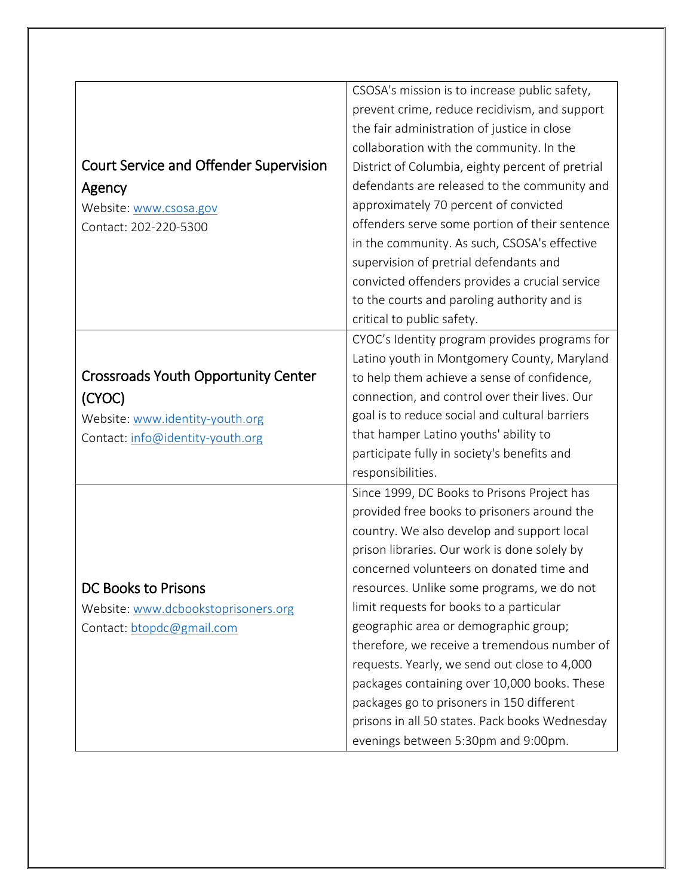| | |
|---|---|
| Court Service and Offender Supervision Agency<br>Website: www.csosa.gov<br>Contact: 202-220-5300 | CSOSA's mission is to increase public safety, prevent crime, reduce recidivism, and support the fair administration of justice in close collaboration with the community. In the District of Columbia, eighty percent of pretrial defendants are released to the community and approximately 70 percent of convicted offenders serve some portion of their sentence in the community. As such, CSOSA's effective supervision of pretrial defendants and convicted offenders provides a crucial service to the courts and paroling authority and is critical to public safety. |
| Crossroads Youth Opportunity Center (CYOC)<br>Website: www.identity-youth.org<br>Contact: info@identity-youth.org | CYOC's Identity program provides programs for Latino youth in Montgomery County, Maryland to help them achieve a sense of confidence, connection, and control over their lives. Our goal is to reduce social and cultural barriers that hamper Latino youths' ability to participate fully in society's benefits and responsibilities. |
| DC Books to Prisons<br>Website: www.dcbookstoprisoners.org<br>Contact: btopdc@gmail.com | Since 1999, DC Books to Prisons Project has provided free books to prisoners around the country. We also develop and support local prison libraries. Our work is done solely by concerned volunteers on donated time and resources. Unlike some programs, we do not limit requests for books to a particular geographic area or demographic group; therefore, we receive a tremendous number of requests. Yearly, we send out close to 4,000 packages containing over 10,000 books. These packages go to prisoners in 150 different prisons in all 50 states. Pack books Wednesday evenings between 5:30pm and 9:00pm. |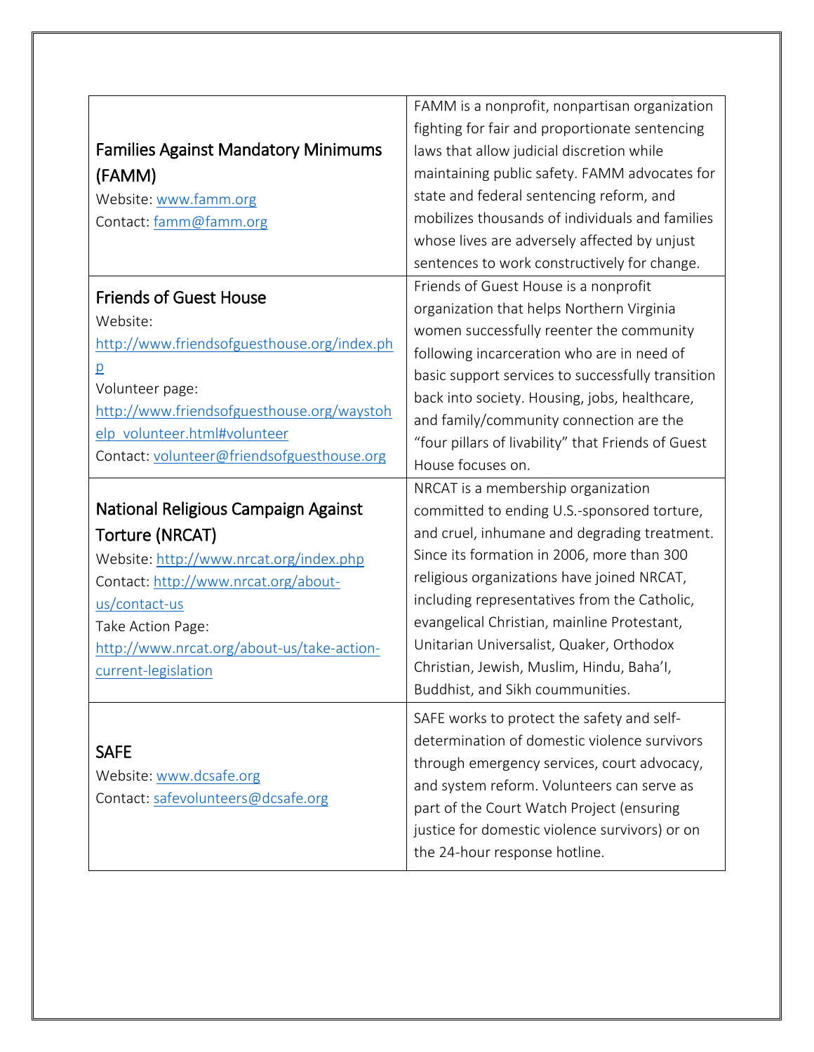| | |
|---|---|
| **Families Against Mandatory Minimums (FAMM)**<br>Website: www.famm.org<br>Contact: famm@famm.org | FAMM is a nonprofit, nonpartisan organization fighting for fair and proportionate sentencing laws that allow judicial discretion while maintaining public safety. FAMM advocates for state and federal sentencing reform, and mobilizes thousands of individuals and families whose lives are adversely affected by unjust sentences to work constructively for change. |
| **Friends of Guest House**<br>Website: http://www.friendsofguesthouse.org/index.php<br>Volunteer page: http://www.friendsofguesthouse.org/waystohelp_volunteer.html#volunteer<br>Contact: volunteer@friendsofguesthouse.org | Friends of Guest House is a nonprofit organization that helps Northern Virginia women successfully reenter the community following incarceration who are in need of basic support services to successfully transition back into society. Housing, jobs, healthcare, and family/community connection are the "four pillars of livability" that Friends of Guest House focuses on. |
| **National Religious Campaign Against Torture (NRCAT)**<br>Website: http://www.nrcat.org/index.php<br>Contact: http://www.nrcat.org/about-us/contact-us<br>Take Action Page: http://www.nrcat.org/about-us/take-action-current-legislation | NRCAT is a membership organization committed to ending U.S.-sponsored torture, and cruel, inhumane and degrading treatment. Since its formation in 2006, more than 300 religious organizations have joined NRCAT, including representatives from the Catholic, evangelical Christian, mainline Protestant, Unitarian Universalist, Quaker, Orthodox Christian, Jewish, Muslim, Hindu, Baha'I, Buddhist, and Sikh coummunities. |
| **SAFE**<br>Website: www.dcsafe.org<br>Contact: safevolunteers@dcsafe.org | SAFE works to protect the safety and self-determination of domestic violence survivors through emergency services, court advocacy, and system reform. Volunteers can serve as part of the Court Watch Project (ensuring justice for domestic violence survivors) or on the 24-hour response hotline. |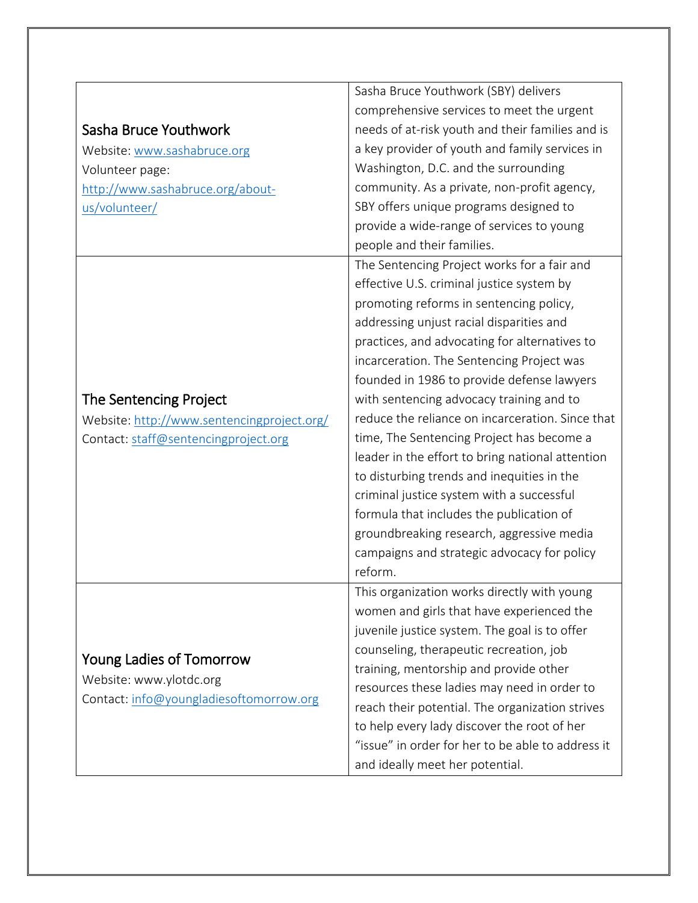| | |
|---|---|
| **Sasha Bruce Youthwork**<br>Website: [www.sashabruce.org](www.sashabruce.org)<br>Volunteer page: [http://www.sashabruce.org/about-us/volunteer/](http://www.sashabruce.org/about-us/volunteer/) | Sasha Bruce Youthwork (SBY) delivers comprehensive services to meet the urgent needs of at-risk youth and their families and is a key provider of youth and family services in Washington, D.C. and the surrounding community. As a private, non-profit agency, SBY offers unique programs designed to provide a wide-range of services to young people and their families. |
| **The Sentencing Project**<br>Website: [http://www.sentencingproject.org/](http://www.sentencingproject.org/)<br>Contact: [staff@sentencingproject.org](mailto:staff@sentencingproject.org) | The Sentencing Project works for a fair and effective U.S. criminal justice system by promoting reforms in sentencing policy, addressing unjust racial disparities and practices, and advocating for alternatives to incarceration. The Sentencing Project was founded in 1986 to provide defense lawyers with sentencing advocacy training and to reduce the reliance on incarceration. Since that time, The Sentencing Project has become a leader in the effort to bring national attention to disturbing trends and inequities in the criminal justice system with a successful formula that includes the publication of groundbreaking research, aggressive media campaigns and strategic advocacy for policy reform. |
| **Young Ladies of Tomorrow**<br>Website: www.ylotdc.org<br>Contact: [info@youngladiesoftomorrow.org](mailto:info@youngladiesoftomorrow.org) | This organization works directly with young women and girls that have experienced the juvenile justice system. The goal is to offer counseling, therapeutic recreation, job training, mentorship and provide other resources these ladies may need in order to reach their potential. The organization strives to help every lady discover the root of her "issue" in order for her to be able to address it and ideally meet her potential. |